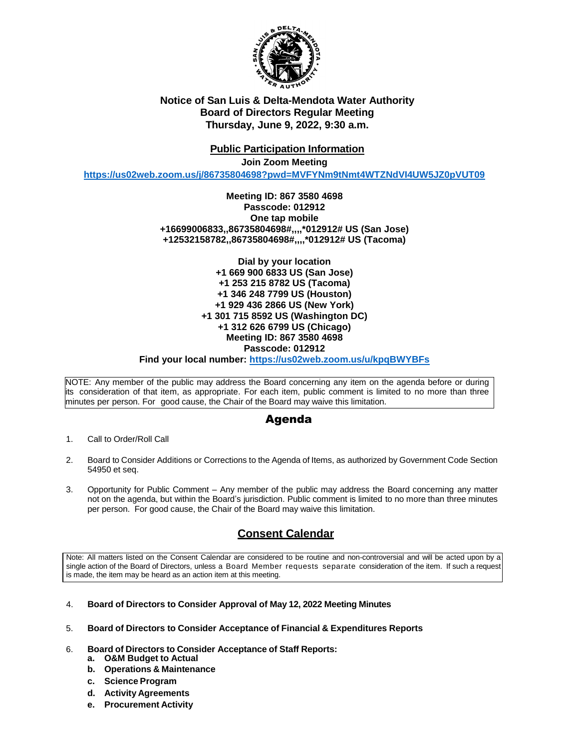**Notice of San Luis & Delta-Mendota Water Authority**
**Board of Directors Regular Meeting**
**Thursday, June 9, 2022, 9:30 a.m.**

## Public Participation Information

**Join Zoom Meeting**

**https://us02web.zoom.us/j/86735804698?pwd=MVFYNm9tNmt4WTZNdVI4UW5JZ0pVUT09**

**Meeting ID: 867 3580 4698**
**Passcode: 012912**
**One tap mobile**
**+16699006833,,86735804698#,,,,*012912# US (San Jose)**
**+12532158782,,86735804698#,,,,*012912# US (Tacoma)**

**Dial by your location**
**+1 669 900 6833 US (San Jose)**
**+1 253 215 8782 US (Tacoma)**
**+1 346 248 7799 US (Houston)**
**+1 929 436 2866 US (New York)**
**+1 301 715 8592 US (Washington DC)**
**+1 312 626 6799 US (Chicago)**
**Meeting ID: 867 3580 4698**
**Passcode: 012912**
**Find your local number: https://us02web.zoom.us/u/kpqBWYBFs**

NOTE: Any member of the public may address the Board concerning any item on the agenda before or during its consideration of that item, as appropriate. For each item, public comment is limited to no more than three minutes per person. For good cause, the Chair of the Board may waive this limitation.

# Agenda

1. Call to Order/Roll Call

2. Board to Consider Additions or Corrections to the Agenda of Items, as authorized by Government Code Section 54950 et seq.

3. Opportunity for Public Comment – Any member of the public may address the Board concerning any matter not on the agenda, but within the Board's jurisdiction. Public comment is limited to no more than three minutes per person. For good cause, the Chair of the Board may waive this limitation.

## Consent Calendar

Note: All matters listed on the Consent Calendar are considered to be routine and non-controversial and will be acted upon by a single action of the Board of Directors, unless a Board Member requests separate consideration of the item. If such a request is made, the item may be heard as an action item at this meeting.

4. **Board of Directors to Consider Approval of May 12, 2022 Meeting Minutes**

5. **Board of Directors to Consider Acceptance of Financial & Expenditures Reports**

6. **Board of Directors to Consider Acceptance of Staff Reports:**
   a. **O&M Budget to Actual**
   b. **Operations & Maintenance**
   c. **Science Program**
   d. **Activity Agreements**
   e. **Procurement Activity**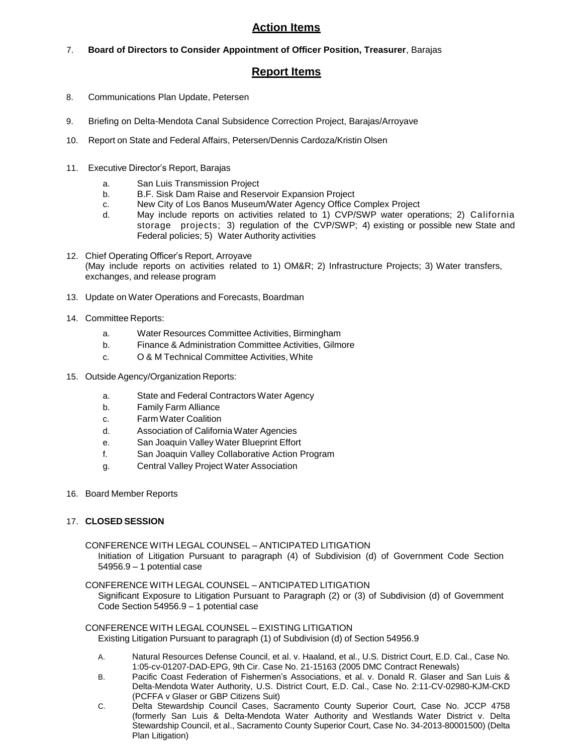## Action Items

7. **Board of Directors to Consider Appointment of Officer Position, Treasurer**, Barajas

## Report Items

8. Communications Plan Update, Petersen

9. Briefing on Delta-Mendota Canal Subsidence Correction Project, Barajas/Arroyave

10. Report on State and Federal Affairs, Petersen/Dennis Cardoza/Kristin Olsen

11. Executive Director's Report, Barajas

    a. San Luis Transmission Project
    b. B.F. Sisk Dam Raise and Reservoir Expansion Project
    c. New City of Los Banos Museum/Water Agency Office Complex Project
    d. May include reports on activities related to 1) CVP/SWP water operations; 2) California storage projects; 3) regulation of the CVP/SWP; 4) existing or possible new State and Federal policies; 5) Water Authority activities

12. Chief Operating Officer's Report, Arroyave
    (May include reports on activities related to 1) OM&R; 2) Infrastructure Projects; 3) Water transfers, exchanges, and release program

13. Update on Water Operations and Forecasts, Boardman

14. Committee Reports:

    a. Water Resources Committee Activities, Birmingham
    b. Finance & Administration Committee Activities, Gilmore
    c. O & M Technical Committee Activities, White

15. Outside Agency/Organization Reports:

    a. State and Federal Contractors Water Agency
    b. Family Farm Alliance
    c. Farm Water Coalition
    d. Association of California Water Agencies
    e. San Joaquin Valley Water Blueprint Effort
    f. San Joaquin Valley Collaborative Action Program
    g. Central Valley Project Water Association

16. Board Member Reports

17. **CLOSED SESSION**

    CONFERENCE WITH LEGAL COUNSEL – ANTICIPATED LITIGATION
    Initiation of Litigation Pursuant to paragraph (4) of Subdivision (d) of Government Code Section 54956.9 – 1 potential case

    CONFERENCE WITH LEGAL COUNSEL – ANTICIPATED LITIGATION
    Significant Exposure to Litigation Pursuant to Paragraph (2) or (3) of Subdivision (d) of Government Code Section 54956.9 – 1 potential case

    CONFERENCE WITH LEGAL COUNSEL – EXISTING LITIGATION
    Existing Litigation Pursuant to paragraph (1) of Subdivision (d) of Section 54956.9

    A. Natural Resources Defense Council, et al. v. Haaland, et al., U.S. District Court, E.D. Cal., Case No. 1:05-cv-01207-DAD-EPG, 9th Cir. Case No. 21-15163 (2005 DMC Contract Renewals)
    B. Pacific Coast Federation of Fishermen's Associations, et al. v. Donald R. Glaser and San Luis & Delta-Mendota Water Authority, U.S. District Court, E.D. Cal., Case No. 2:11-CV-02980-KJM-CKD (PCFFA v Glaser or GBP Citizens Suit)
    C. Delta Stewardship Council Cases, Sacramento County Superior Court, Case No. JCCP 4758 (formerly San Luis & Delta-Mendota Water Authority and Westlands Water District v. Delta Stewardship Council, et al., Sacramento County Superior Court, Case No. 34-2013-80001500) (Delta Plan Litigation)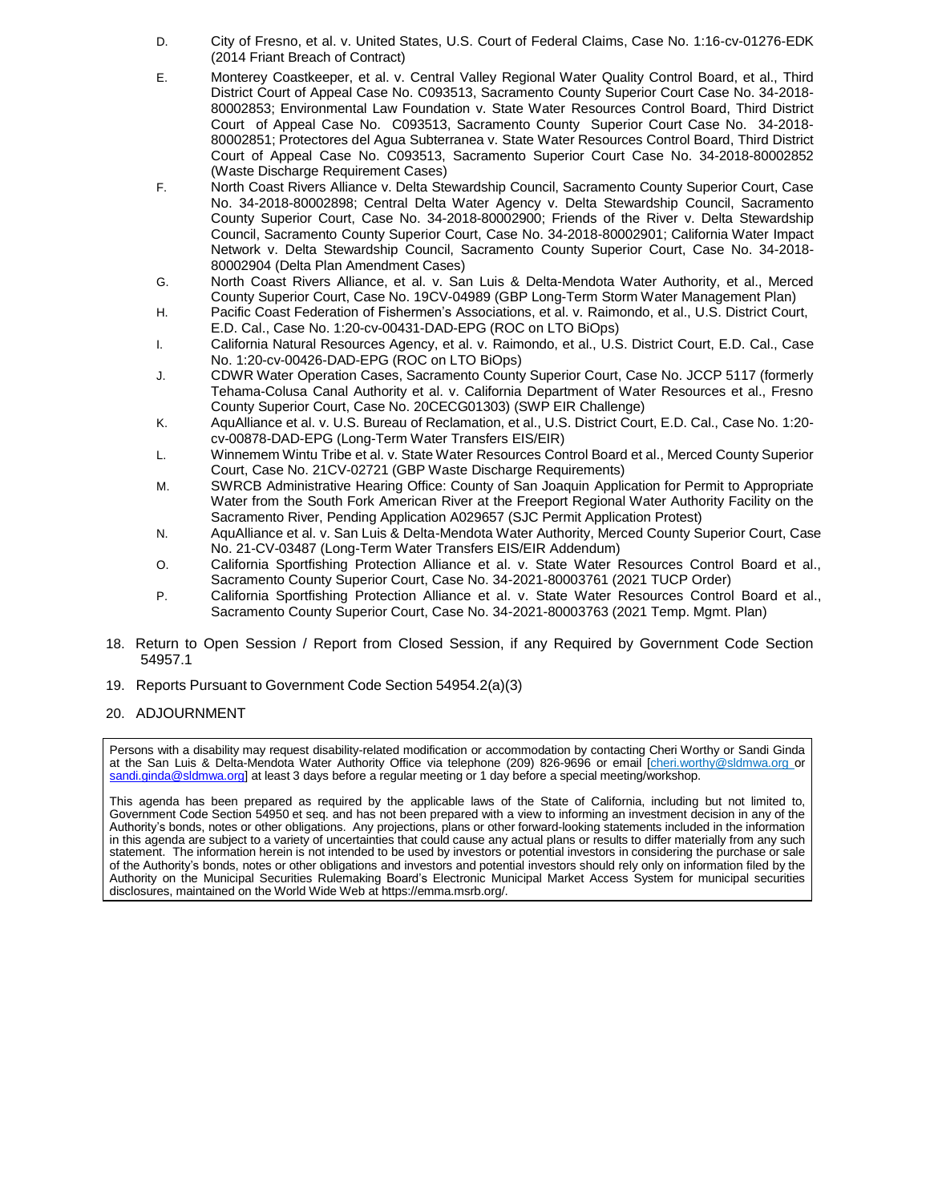D. City of Fresno, et al. v. United States, U.S. Court of Federal Claims, Case No. 1:16-cv-01276-EDK (2014 Friant Breach of Contract)

E. Monterey Coastkeeper, et al. v. Central Valley Regional Water Quality Control Board, et al., Third District Court of Appeal Case No. C093513, Sacramento County Superior Court Case No. 34-2018-80002853; Environmental Law Foundation v. State Water Resources Control Board, Third District Court of Appeal Case No. C093513, Sacramento County Superior Court Case No. 34-2018-80002851; Protectores del Agua Subterranea v. State Water Resources Control Board, Third District Court of Appeal Case No. C093513, Sacramento Superior Court Case No. 34-2018-80002852 (Waste Discharge Requirement Cases)

F. North Coast Rivers Alliance v. Delta Stewardship Council, Sacramento County Superior Court, Case No. 34-2018-80002898; Central Delta Water Agency v. Delta Stewardship Council, Sacramento County Superior Court, Case No. 34-2018-80002900; Friends of the River v. Delta Stewardship Council, Sacramento County Superior Court, Case No. 34-2018-80002901; California Water Impact Network v. Delta Stewardship Council, Sacramento County Superior Court, Case No. 34-2018-80002904 (Delta Plan Amendment Cases)

G. North Coast Rivers Alliance, et al. v. San Luis & Delta-Mendota Water Authority, et al., Merced County Superior Court, Case No. 19CV-04989 (GBP Long-Term Storm Water Management Plan)

H. Pacific Coast Federation of Fishermen's Associations, et al. v. Raimondo, et al., U.S. District Court, E.D. Cal., Case No. 1:20-cv-00431-DAD-EPG (ROC on LTO BiOps)

I. California Natural Resources Agency, et al. v. Raimondo, et al., U.S. District Court, E.D. Cal., Case No. 1:20-cv-00426-DAD-EPG (ROC on LTO BiOps)

J. CDWR Water Operation Cases, Sacramento County Superior Court, Case No. JCCP 5117 (formerly Tehama-Colusa Canal Authority et al. v. California Department of Water Resources et al., Fresno County Superior Court, Case No. 20CECG01303) (SWP EIR Challenge)

K. AquAlliance et al. v. U.S. Bureau of Reclamation, et al., U.S. District Court, E.D. Cal., Case No. 1:20-cv-00878-DAD-EPG (Long-Term Water Transfers EIS/EIR)

L. Winnemem Wintu Tribe et al. v. State Water Resources Control Board et al., Merced County Superior Court, Case No. 21CV-02721 (GBP Waste Discharge Requirements)

M. SWRCB Administrative Hearing Office: County of San Joaquin Application for Permit to Appropriate Water from the South Fork American River at the Freeport Regional Water Authority Facility on the Sacramento River, Pending Application A029657 (SJC Permit Application Protest)

N. AquAlliance et al. v. San Luis & Delta-Mendota Water Authority, Merced County Superior Court, Case No. 21-CV-03487 (Long-Term Water Transfers EIS/EIR Addendum)

O. California Sportfishing Protection Alliance et al. v. State Water Resources Control Board et al., Sacramento County Superior Court, Case No. 34-2021-80003761 (2021 TUCP Order)

P. California Sportfishing Protection Alliance et al. v. State Water Resources Control Board et al., Sacramento County Superior Court, Case No. 34-2021-80003763 (2021 Temp. Mgmt. Plan)

18. Return to Open Session / Report from Closed Session, if any Required by Government Code Section 54957.1

19. Reports Pursuant to Government Code Section 54954.2(a)(3)

20. ADJOURNMENT

Persons with a disability may request disability-related modification or accommodation by contacting Cheri Worthy or Sandi Ginda at the San Luis & Delta-Mendota Water Authority Office via telephone (209) 826-9696 or email [cheri.worthy@sldmwa.org or sandi.ginda@sldmwa.org] at least 3 days before a regular meeting or 1 day before a special meeting/workshop.

This agenda has been prepared as required by the applicable laws of the State of California, including but not limited to, Government Code Section 54950 et seq. and has not been prepared with a view to informing an investment decision in any of the Authority's bonds, notes or other obligations. Any projections, plans or other forward-looking statements included in the information in this agenda are subject to a variety of uncertainties that could cause any actual plans or results to differ materially from any such statement. The information herein is not intended to be used by investors or potential investors in considering the purchase or sale of the Authority's bonds, notes or other obligations and investors and potential investors should rely only on information filed by the Authority on the Municipal Securities Rulemaking Board's Electronic Municipal Market Access System for municipal securities disclosures, maintained on the World Wide Web at https://emma.msrb.org/.